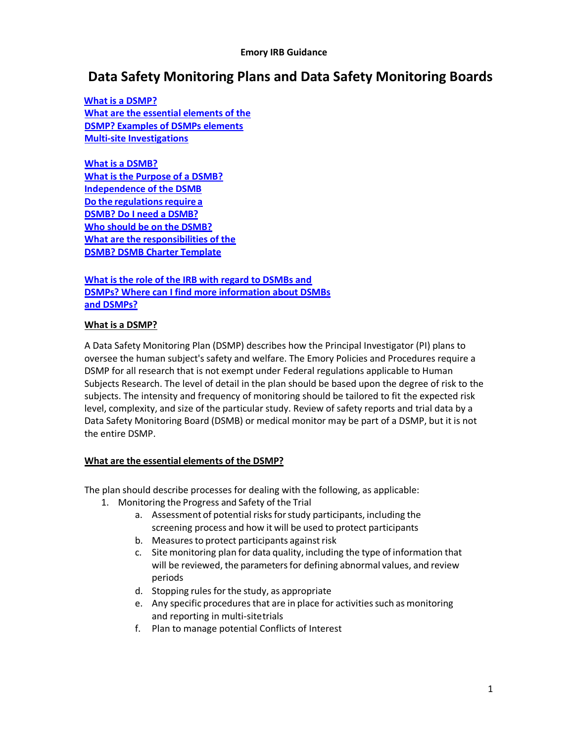**Emory IRB Guidance**

# Data Safety Monitoring Plans and Data Safety Monitoring Boards

**What is a DSMP?**
**What are the essential elements of the DSMP? Examples of DSMPs elements**
**Multi-site Investigations**

**What is a DSMB?**
**What is the Purpose of a DSMB?**
**Independence of the DSMB**
**Do the regulations require a DSMB? Do I need a DSMB?**
**Who should be on the DSMB?**
**What are the responsibilities of the DSMB? DSMB Charter Template**

**What is the role of the IRB with regard to DSMBs and DSMPs? Where can I find more information about DSMBs and DSMPs?**

## What is a DSMP?

A Data Safety Monitoring Plan (DSMP) describes how the Principal Investigator (PI) plans to oversee the human subject's safety and welfare. The Emory Policies and Procedures require a DSMP for all research that is not exempt under Federal regulations applicable to Human Subjects Research. The level of detail in the plan should be based upon the degree of risk to the subjects. The intensity and frequency of monitoring should be tailored to fit the expected risk level, complexity, and size of the particular study. Review of safety reports and trial data by a Data Safety Monitoring Board (DSMB) or medical monitor may be part of a DSMP, but it is not the entire DSMP.

## What are the essential elements of the DSMP?

The plan should describe processes for dealing with the following, as applicable:

1. Monitoring the Progress and Safety of the Trial
    a. Assessment of potential risks for study participants, including the screening process and how it will be used to protect participants
    b. Measures to protect participants against risk
    c. Site monitoring plan for data quality, including the type of information that will be reviewed, the parameters for defining abnormal values, and review periods
    d. Stopping rules for the study, as appropriate
    e. Any specific procedures that are in place for activities such as monitoring and reporting in multi-site trials
    f. Plan to manage potential Conflicts of Interest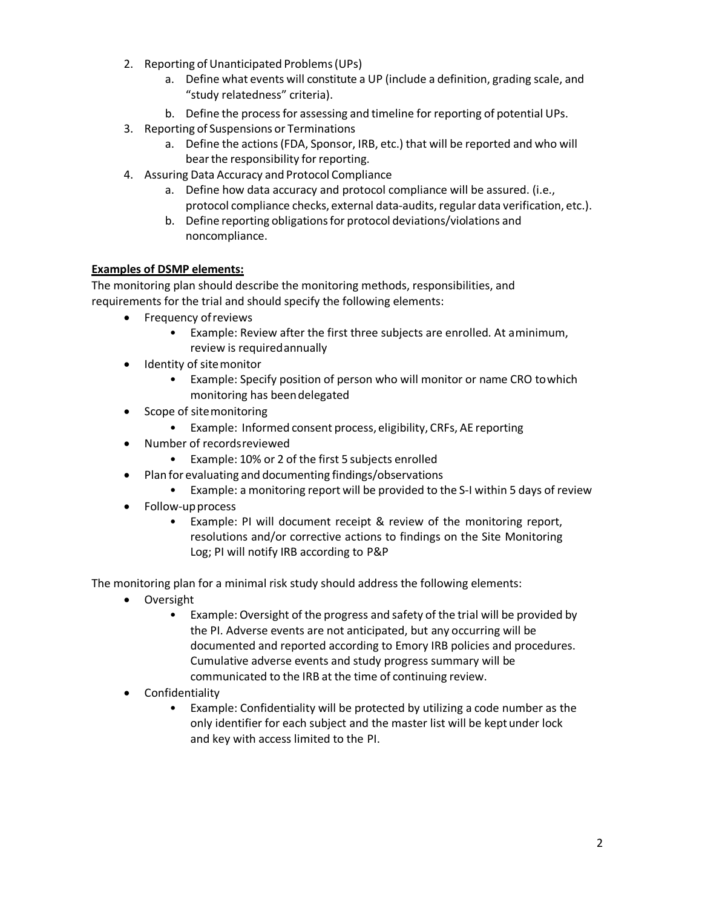2. Reporting of Unanticipated Problems (UPs)
    a. Define what events will constitute a UP (include a definition, grading scale, and "study relatedness" criteria).
    b. Define the process for assessing and timeline for reporting of potential UPs.
3. Reporting of Suspensions or Terminations
    a. Define the actions (FDA, Sponsor, IRB, etc.) that will be reported and who will bear the responsibility for reporting.
4. Assuring Data Accuracy and Protocol Compliance
    a. Define how data accuracy and protocol compliance will be assured. (i.e., protocol compliance checks, external data-audits, regular data verification, etc.).
    b. Define reporting obligations for protocol deviations/violations and noncompliance.

**Examples of DSMP elements:**

The monitoring plan should describe the monitoring methods, responsibilities, and requirements for the trial and should specify the following elements:

- Frequency of reviews
    - Example: Review after the first three subjects are enrolled. At a minimum, review is required annually
- Identity of site monitor
    - Example: Specify position of person who will monitor or name CRO to which monitoring has been delegated
- Scope of site monitoring
    - Example: Informed consent process, eligibility, CRFs, AE reporting
- Number of records reviewed
    - Example: 10% or 2 of the first 5 subjects enrolled
- Plan for evaluating and documenting findings/observations
    - Example: a monitoring report will be provided to the S-I within 5 days of review
- Follow-up process
    - Example: PI will document receipt & review of the monitoring report, resolutions and/or corrective actions to findings on the Site Monitoring Log; PI will notify IRB according to P&P

The monitoring plan for a minimal risk study should address the following elements:

- Oversight
    - Example: Oversight of the progress and safety of the trial will be provided by the PI. Adverse events are not anticipated, but any occurring will be documented and reported according to Emory IRB policies and procedures. Cumulative adverse events and study progress summary will be communicated to the IRB at the time of continuing review.
- Confidentiality
    - Example: Confidentiality will be protected by utilizing a code number as the only identifier for each subject and the master list will be kept under lock and key with access limited to the PI.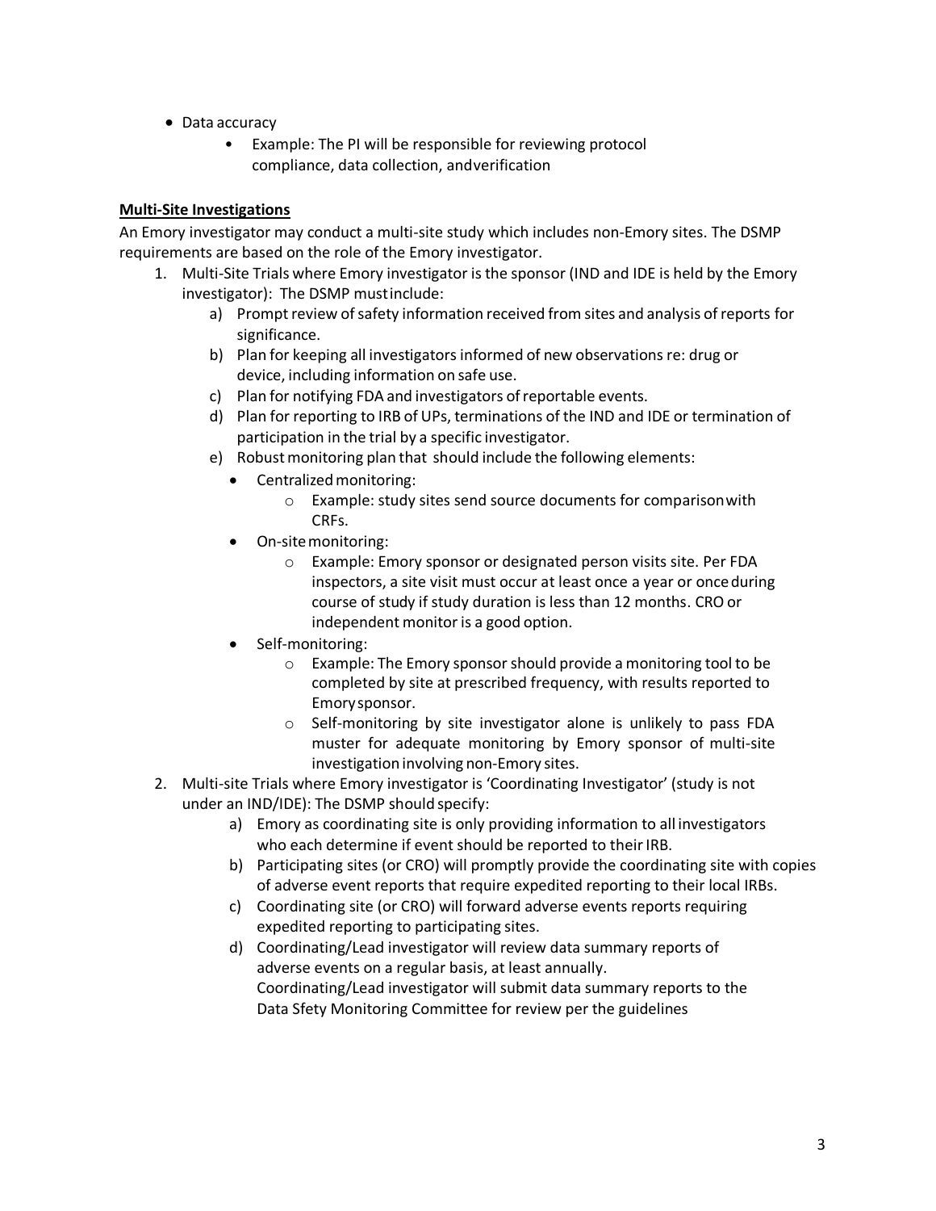- Data accuracy
    - Example: The PI will be responsible for reviewing protocol compliance, data collection, andverification

**Multi-Site Investigations**

An Emory investigator may conduct a multi-site study which includes non-Emory sites. The DSMP requirements are based on the role of the Emory investigator.

1. Multi-Site Trials where Emory investigator is the sponsor (IND and IDE is held by the Emory investigator): The DSMP mustinclude:
    a) Prompt review of safety information received from sites and analysis of reports for significance.
    b) Plan for keeping all investigators informed of new observations re: drug or device, including information on safe use.
    c) Plan for notifying FDA and investigators of reportable events.
    d) Plan for reporting to IRB of UPs, terminations of the IND and IDE or termination of participation in the trial by a specific investigator.
    e) Robust monitoring plan that should include the following elements:
        - Centralized monitoring:
            - Example: study sites send source documents for comparisonwith CRFs.
        - On-site monitoring:
            - Example: Emory sponsor or designated person visits site. Per FDA inspectors, a site visit must occur at least once a year or once during course of study if study duration is less than 12 months. CRO or independent monitor is a good option.
        - Self-monitoring:
            - Example: The Emory sponsor should provide a monitoring tool to be completed by site at prescribed frequency, with results reported to Emory sponsor.
            - Self-monitoring by site investigator alone is unlikely to pass FDA muster for adequate monitoring by Emory sponsor of multi-site investigation involving non-Emory sites.
2. Multi-site Trials where Emory investigator is 'Coordinating Investigator' (study is not under an IND/IDE): The DSMP should specify:
    a) Emory as coordinating site is only providing information to all investigators who each determine if event should be reported to their IRB.
    b) Participating sites (or CRO) will promptly provide the coordinating site with copies of adverse event reports that require expedited reporting to their local IRBs.
    c) Coordinating site (or CRO) will forward adverse events reports requiring expedited reporting to participating sites.
    d) Coordinating/Lead investigator will review data summary reports of adverse events on a regular basis, at least annually.
       Coordinating/Lead investigator will submit data summary reports to the Data Sfety Monitoring Committee for review per the guidelines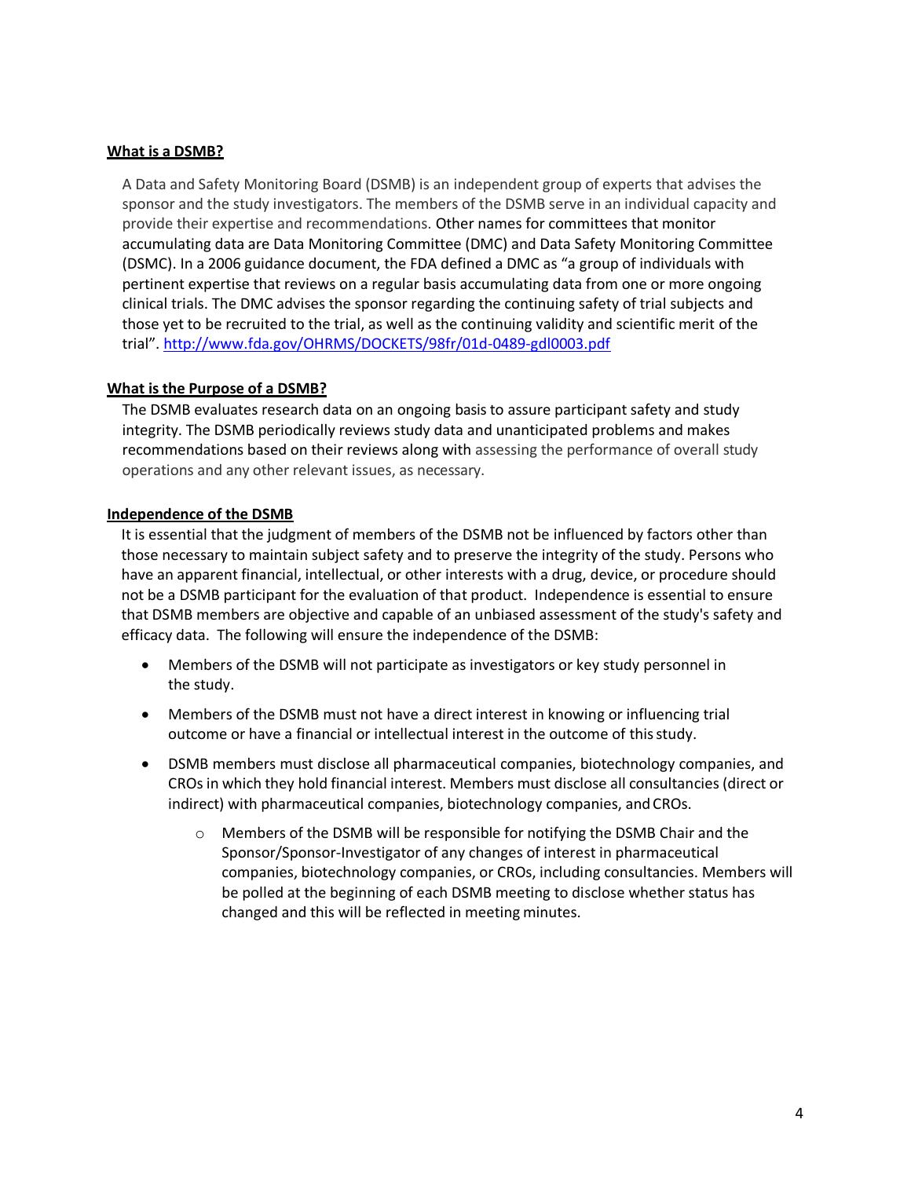## What is a DSMB?

A Data and Safety Monitoring Board (DSMB) is an independent group of experts that advises the sponsor and the study investigators. The members of the DSMB serve in an individual capacity and provide their expertise and recommendations. Other names for committees that monitor accumulating data are Data Monitoring Committee (DMC) and Data Safety Monitoring Committee (DSMC). In a 2006 guidance document, the FDA defined a DMC as "a group of individuals with pertinent expertise that reviews on a regular basis accumulating data from one or more ongoing clinical trials. The DMC advises the sponsor regarding the continuing safety of trial subjects and those yet to be recruited to the trial, as well as the continuing validity and scientific merit of the trial". http://www.fda.gov/OHRMS/DOCKETS/98fr/01d-0489-gdl0003.pdf

## What is the Purpose of a DSMB?

The DSMB evaluates research data on an ongoing basis to assure participant safety and study integrity. The DSMB periodically reviews study data and unanticipated problems and makes recommendations based on their reviews along with assessing the performance of overall study operations and any other relevant issues, as necessary.

## Independence of the DSMB

It is essential that the judgment of members of the DSMB not be influenced by factors other than those necessary to maintain subject safety and to preserve the integrity of the study. Persons who have an apparent financial, intellectual, or other interests with a drug, device, or procedure should not be a DSMB participant for the evaluation of that product. Independence is essential to ensure that DSMB members are objective and capable of an unbiased assessment of the study's safety and efficacy data. The following will ensure the independence of the DSMB:

- Members of the DSMB will not participate as investigators or key study personnel in the study.
- Members of the DSMB must not have a direct interest in knowing or influencing trial outcome or have a financial or intellectual interest in the outcome of this study.
- DSMB members must disclose all pharmaceutical companies, biotechnology companies, and CROs in which they hold financial interest. Members must disclose all consultancies (direct or indirect) with pharmaceutical companies, biotechnology companies, and CROs.
    - Members of the DSMB will be responsible for notifying the DSMB Chair and the Sponsor/Sponsor-Investigator of any changes of interest in pharmaceutical companies, biotechnology companies, or CROs, including consultancies. Members will be polled at the beginning of each DSMB meeting to disclose whether status has changed and this will be reflected in meeting minutes.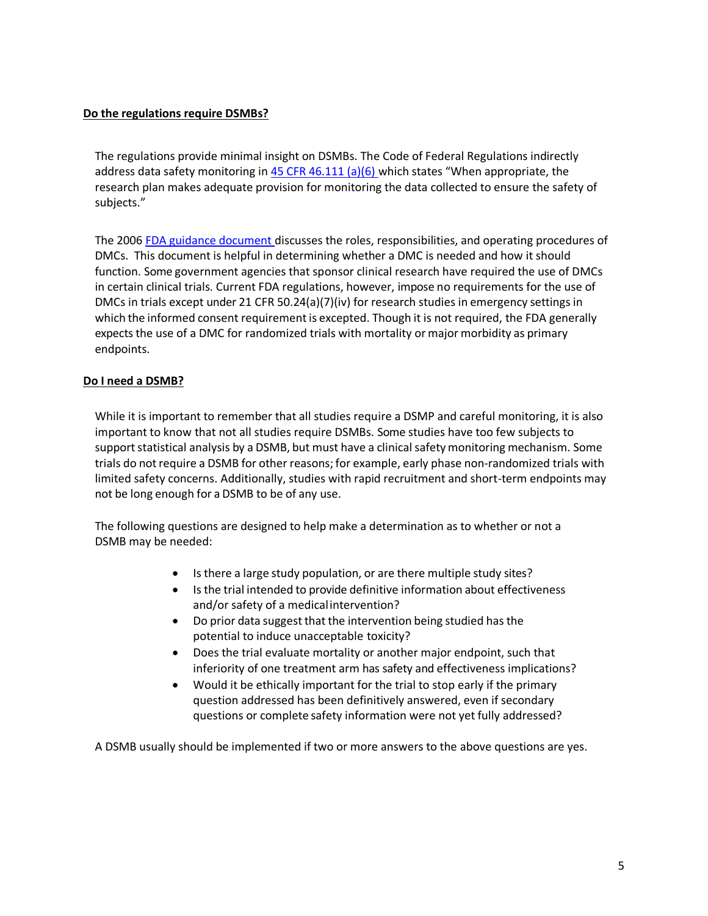## Do the regulations require DSMBs?

The regulations provide minimal insight on DSMBs. The Code of Federal Regulations indirectly address data safety monitoring in [45 CFR 46.111 (a)(6)](#) which states "When appropriate, the research plan makes adequate provision for monitoring the data collected to ensure the safety of subjects."

The 2006 [FDA guidance document](#) discusses the roles, responsibilities, and operating procedures of DMCs. This document is helpful in determining whether a DMC is needed and how it should function. Some government agencies that sponsor clinical research have required the use of DMCs in certain clinical trials. Current FDA regulations, however, impose no requirements for the use of DMCs in trials except under 21 CFR 50.24(a)(7)(iv) for research studies in emergency settings in which the informed consent requirement is excepted. Though it is not required, the FDA generally expects the use of a DMC for randomized trials with mortality or major morbidity as primary endpoints.

## Do I need a DSMB?

While it is important to remember that all studies require a DSMP and careful monitoring, it is also important to know that not all studies require DSMBs. Some studies have too few subjects to support statistical analysis by a DSMB, but must have a clinical safety monitoring mechanism. Some trials do not require a DSMB for other reasons; for example, early phase non-randomized trials with limited safety concerns. Additionally, studies with rapid recruitment and short-term endpoints may not be long enough for a DSMB to be of any use.

The following questions are designed to help make a determination as to whether or not a DSMB may be needed:

- Is there a large study population, or are there multiple study sites?
- Is the trial intended to provide definitive information about effectiveness and/or safety of a medical intervention?
- Do prior data suggest that the intervention being studied has the potential to induce unacceptable toxicity?
- Does the trial evaluate mortality or another major endpoint, such that inferiority of one treatment arm has safety and effectiveness implications?
- Would it be ethically important for the trial to stop early if the primary question addressed has been definitively answered, even if secondary questions or complete safety information were not yet fully addressed?

A DSMB usually should be implemented if two or more answers to the above questions are yes.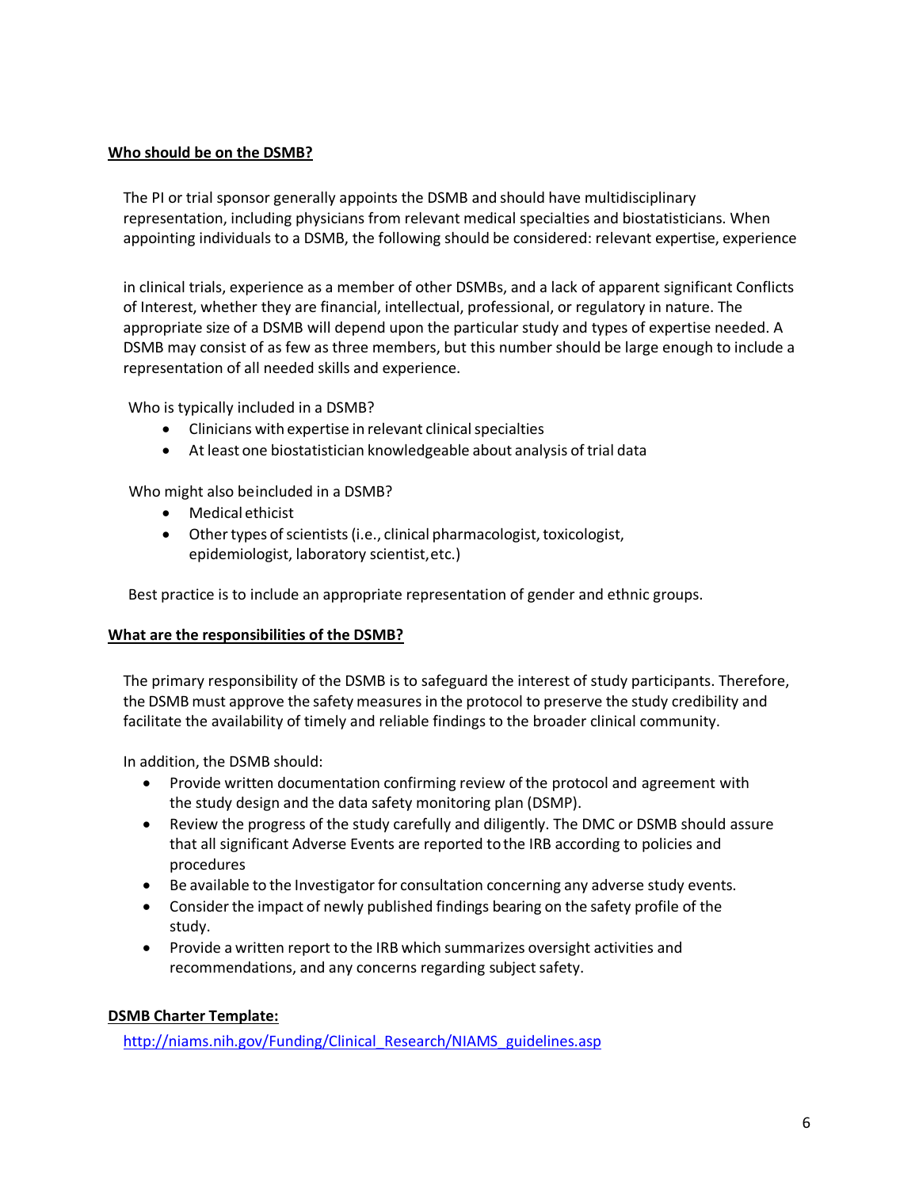## **Who should be on the DSMB?**

The PI or trial sponsor generally appoints the DSMB and should have multidisciplinary representation, including physicians from relevant medical specialties and biostatisticians. When appointing individuals to a DSMB, the following should be considered: relevant expertise, experience in clinical trials, experience as a member of other DSMBs, and a lack of apparent significant Conflicts of Interest, whether they are financial, intellectual, professional, or regulatory in nature. The appropriate size of a DSMB will depend upon the particular study and types of expertise needed. A DSMB may consist of as few as three members, but this number should be large enough to include a representation of all needed skills and experience.

Who is typically included in a DSMB?

- Clinicians with expertise in relevant clinical specialties
- At least one biostatistician knowledgeable about analysis of trial data

Who might also be included in a DSMB?

- Medical ethicist
- Other types of scientists (i.e., clinical pharmacologist, toxicologist, epidemiologist, laboratory scientist, etc.)

Best practice is to include an appropriate representation of gender and ethnic groups.

## **What are the responsibilities of the DSMB?**

The primary responsibility of the DSMB is to safeguard the interest of study participants. Therefore, the DSMB must approve the safety measures in the protocol to preserve the study credibility and facilitate the availability of timely and reliable findings to the broader clinical community.

In addition, the DSMB should:

- Provide written documentation confirming review of the protocol and agreement with the study design and the data safety monitoring plan (DSMP).
- Review the progress of the study carefully and diligently. The DMC or DSMB should assure that all significant Adverse Events are reported to the IRB according to policies and procedures
- Be available to the Investigator for consultation concerning any adverse study events.
- Consider the impact of newly published findings bearing on the safety profile of the study.
- Provide a written report to the IRB which summarizes oversight activities and recommendations, and any concerns regarding subject safety.

## **DSMB Charter Template:**

http://niams.nih.gov/Funding/Clinical_Research/NIAMS_guidelines.asp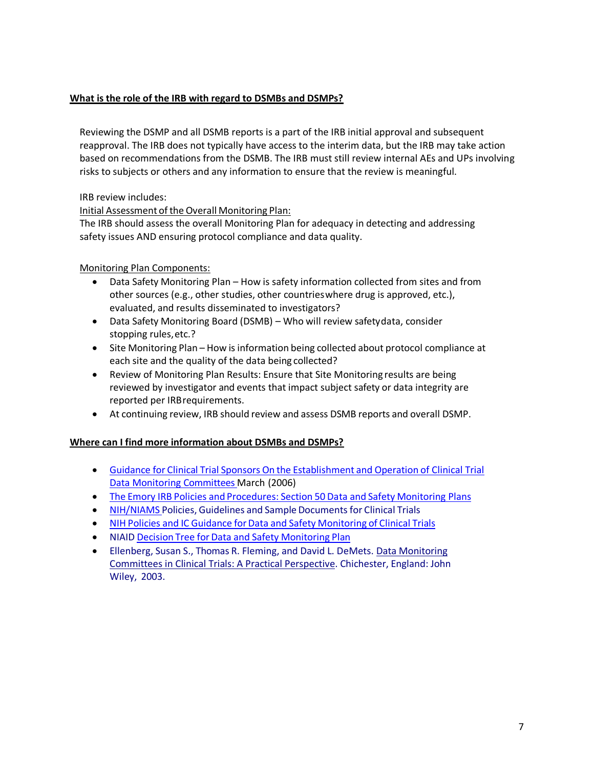**What is the role of the IRB with regard to DSMBs and DSMPs?**

Reviewing the DSMP and all DSMB reports is a part of the IRB initial approval and subsequent reapproval. The IRB does not typically have access to the interim data, but the IRB may take action based on recommendations from the DSMB. The IRB must still review internal AEs and UPs involving risks to subjects or others and any information to ensure that the review is meaningful.

IRB review includes:

Initial Assessment of the Overall Monitoring Plan:

The IRB should assess the overall Monitoring Plan for adequacy in detecting and addressing safety issues AND ensuring protocol compliance and data quality.

Monitoring Plan Components:

- Data Safety Monitoring Plan – How is safety information collected from sites and from other sources (e.g., other studies, other countries where drug is approved, etc.), evaluated, and results disseminated to investigators?
- Data Safety Monitoring Board (DSMB) – Who will review safety data, consider stopping rules, etc.?
- Site Monitoring Plan – How is information being collected about protocol compliance at each site and the quality of the data being collected?
- Review of Monitoring Plan Results: Ensure that Site Monitoring results are being reviewed by investigator and events that impact subject safety or data integrity are reported per IRB requirements.
- At continuing review, IRB should review and assess DSMB reports and overall DSMP.

**Where can I find more information about DSMBs and DSMPs?**

- Guidance for Clinical Trial Sponsors On the Establishment and Operation of Clinical Trial Data Monitoring Committees March (2006)
- The Emory IRB Policies and Procedures: Section 50 Data and Safety Monitoring Plans
- NIH/NIAMS Policies, Guidelines and Sample Documents for Clinical Trials
- NIH Policies and IC Guidance for Data and Safety Monitoring of Clinical Trials
- NIAID Decision Tree for Data and Safety Monitoring Plan
- Ellenberg, Susan S., Thomas R. Fleming, and David L. DeMets. Data Monitoring Committees in Clinical Trials: A Practical Perspective. Chichester, England: John Wiley, 2003.